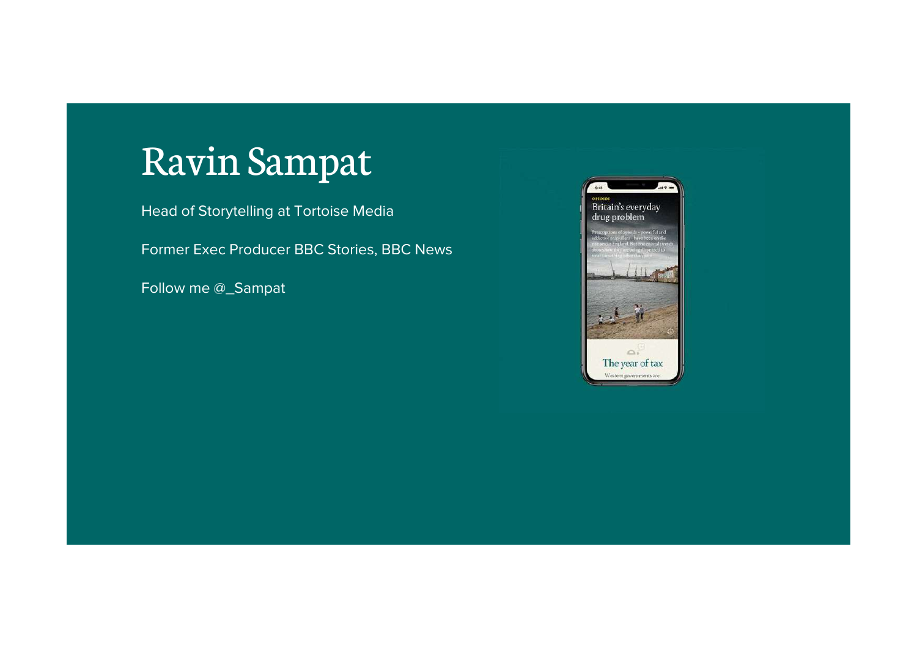# Ravin Sampat

Head of Storytelling at Tortoise Media

Former Exec Producer BBC Stories, BBC News

Follow me @_Sampat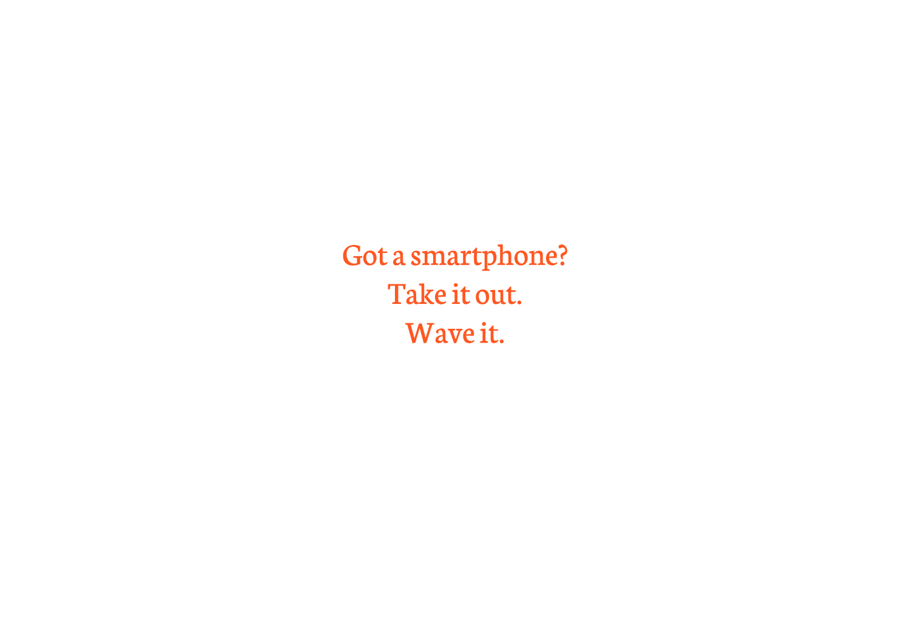Got a smartphone?

Take it out.

Wave it.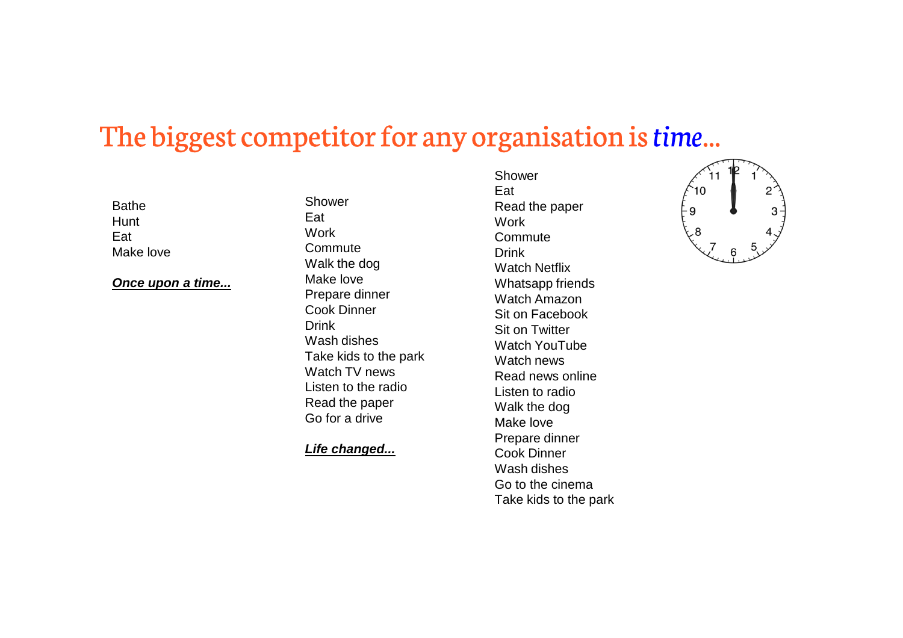# The biggest competitor for any organisation is *time*...

Bathe
Hunt
Eat
Make love

***Once upon a time...***

Shower
Eat
Work
Commute
Walk the dog
Make love
Prepare dinner
Cook Dinner
Drink
Wash dishes
Take kids to the park
Watch TV news
Listen to the radio
Read the paper
Go for a drive

***Life changed...***

Shower
Eat
Read the paper
Work
Commute
Drink
Watch Netflix
Whatsapp friends
Watch Amazon
Sit on Facebook
Sit on Twitter
Watch YouTube
Watch news
Read news online
Listen to radio
Walk the dog
Make love
Prepare dinner
Cook Dinner
Wash dishes
Go to the cinema
Take kids to the park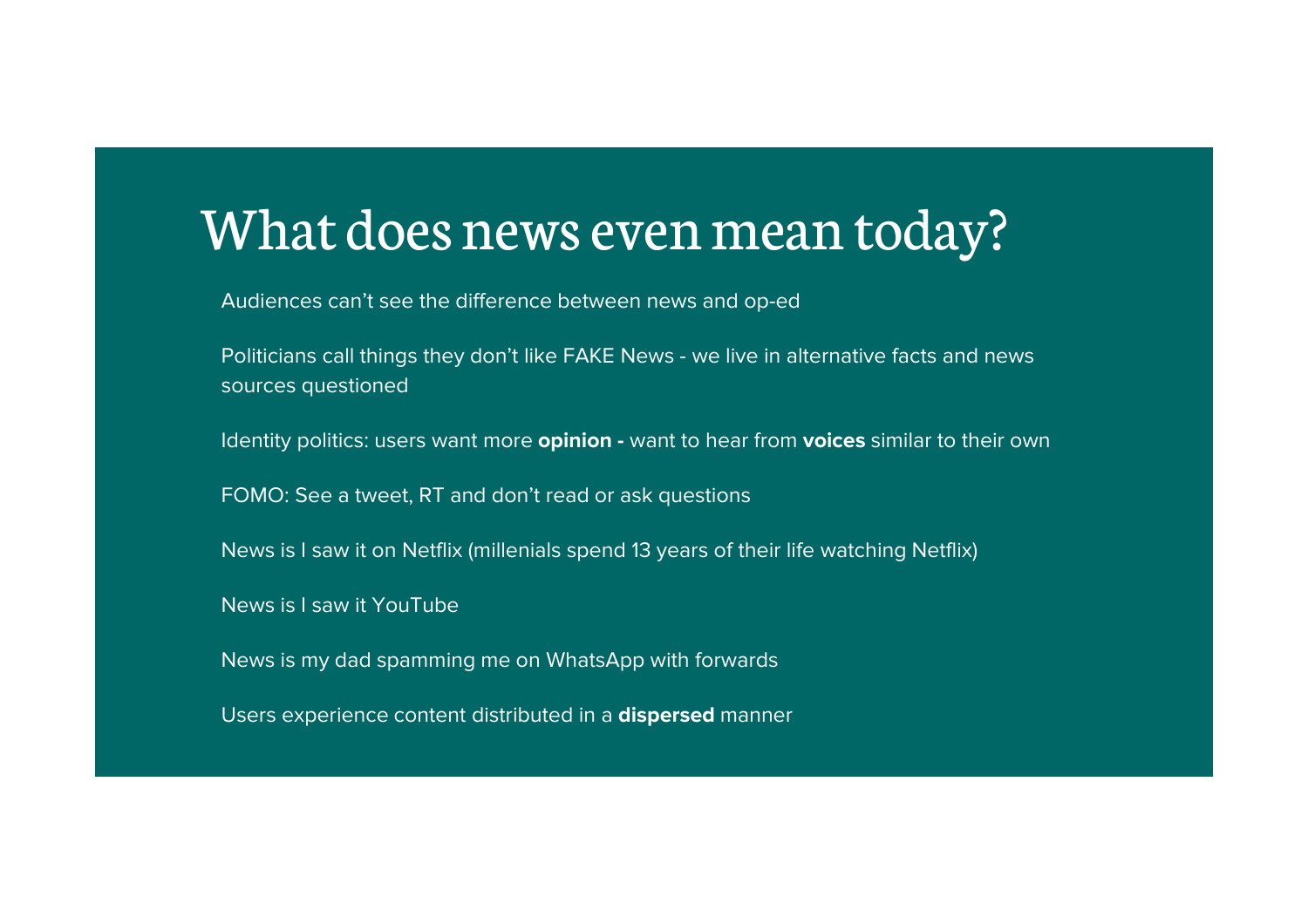# What does news even mean today?

Audiences can’t see the difference between news and op-ed

Politicians call things they don’t like FAKE News - we live in alternative facts and news sources questioned

Identity politics: users want more **opinion -** want to hear from **voices** similar to their own

FOMO: See a tweet, RT and don’t read or ask questions

News is I saw it on Netflix (millenials spend 13 years of their life watching Netflix)

News is I saw it YouTube

News is my dad spamming me on WhatsApp with forwards

Users experience content distributed in a **dispersed** manner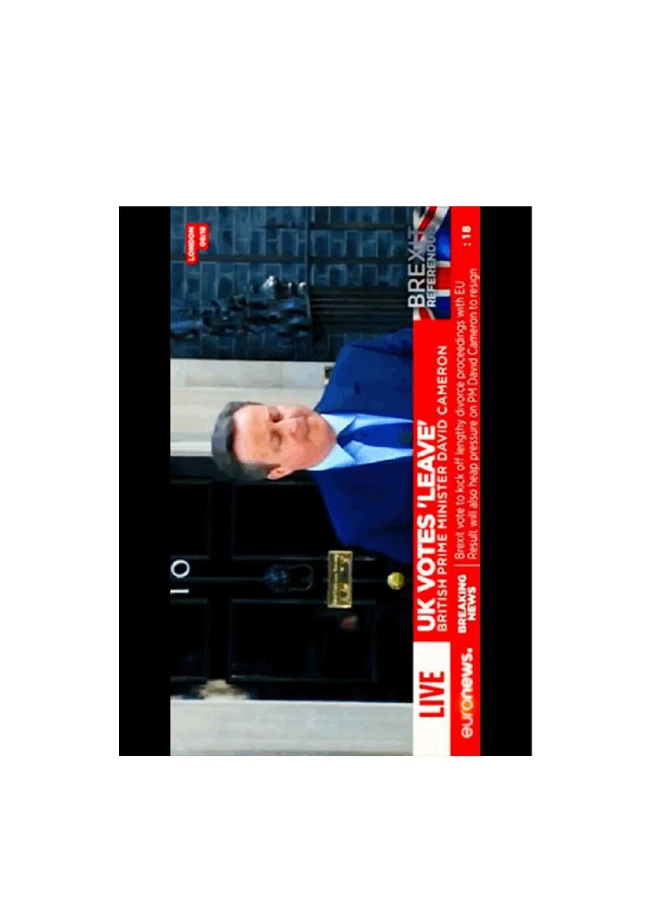LONDON 08:18

10

BREXIT REFERENDUM

LIVE

**UK VOTES 'LEAVE'**

BRITISH PRIME MINISTER DAVID CAMERON

euronews.

BREAKING NEWS

Brexit vote to kick off lengthy divorce proceedings with EU

Result will also heap pressure on PM David Cameron to resign

:18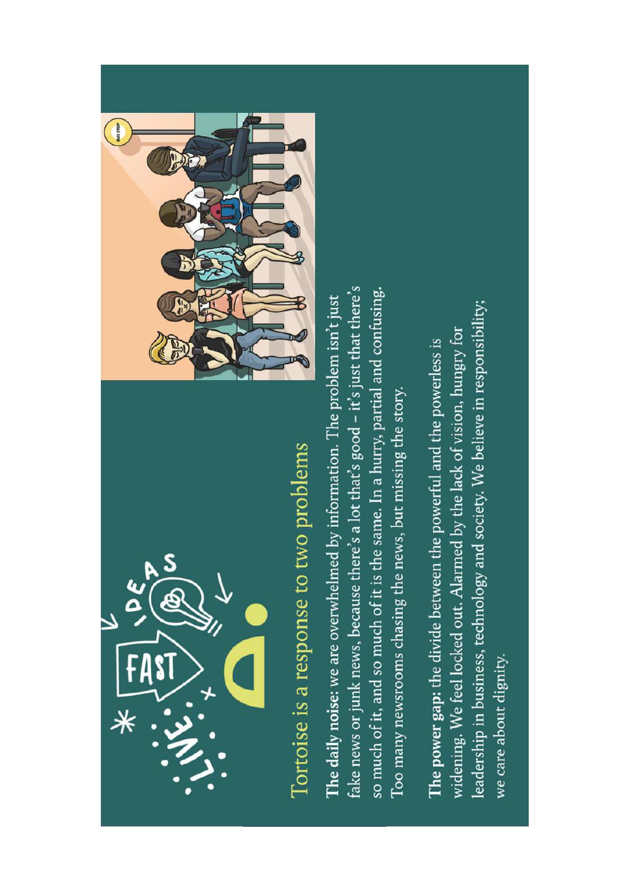## Tortoise is a response to two problems

**The daily noise:** we are overwhelmed by information. The problem isn't just fake news or junk news, because there's a lot that's good – it's just that there's so much of it, and so much of it is the same. In a hurry, partial and confusing. Too many newsrooms chasing the news, but missing the story.

**The power gap:** the divide between the powerful and the powerless is widening. We feel locked out. Alarmed by the lack of vision, hungry for leadership in business, technology and society. We believe in responsibility; we care about dignity.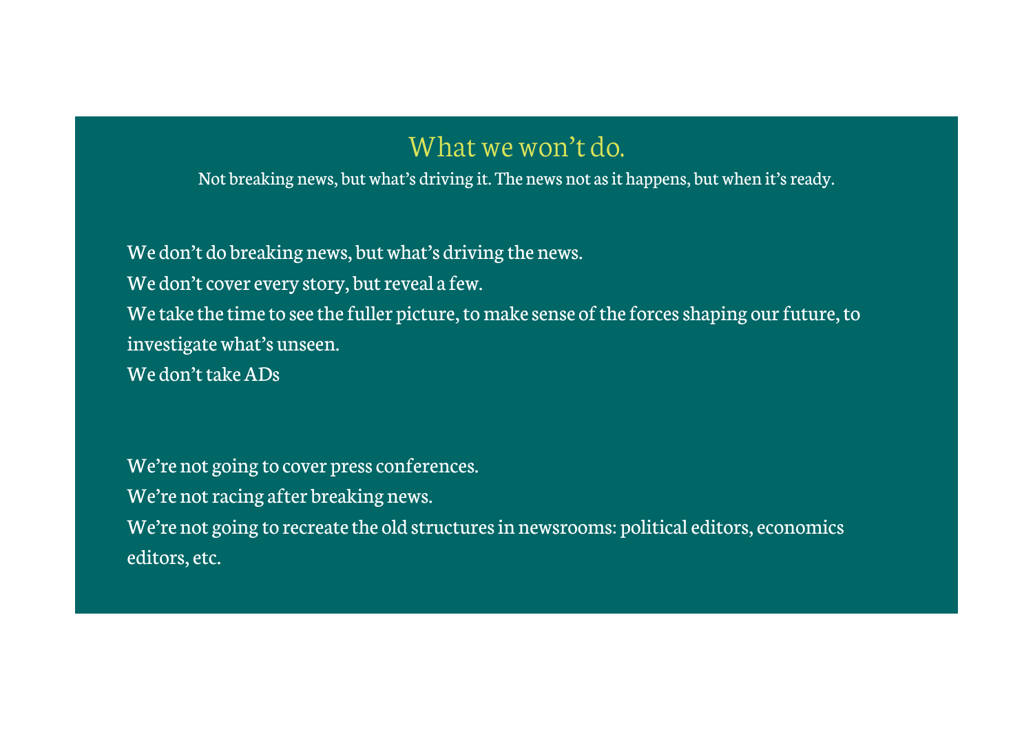## What we won't do.

Not breaking news, but what's driving it. The news not as it happens, but when it's ready.

We don't do breaking news, but what's driving the news.
We don't cover every story, but reveal a few.
We take the time to see the fuller picture, to make sense of the forces shaping our future, to investigate what's unseen.
We don't take ADs

We're not going to cover press conferences.
We're not racing after breaking news.
We're not going to recreate the old structures in newsrooms: political editors, economics editors, etc.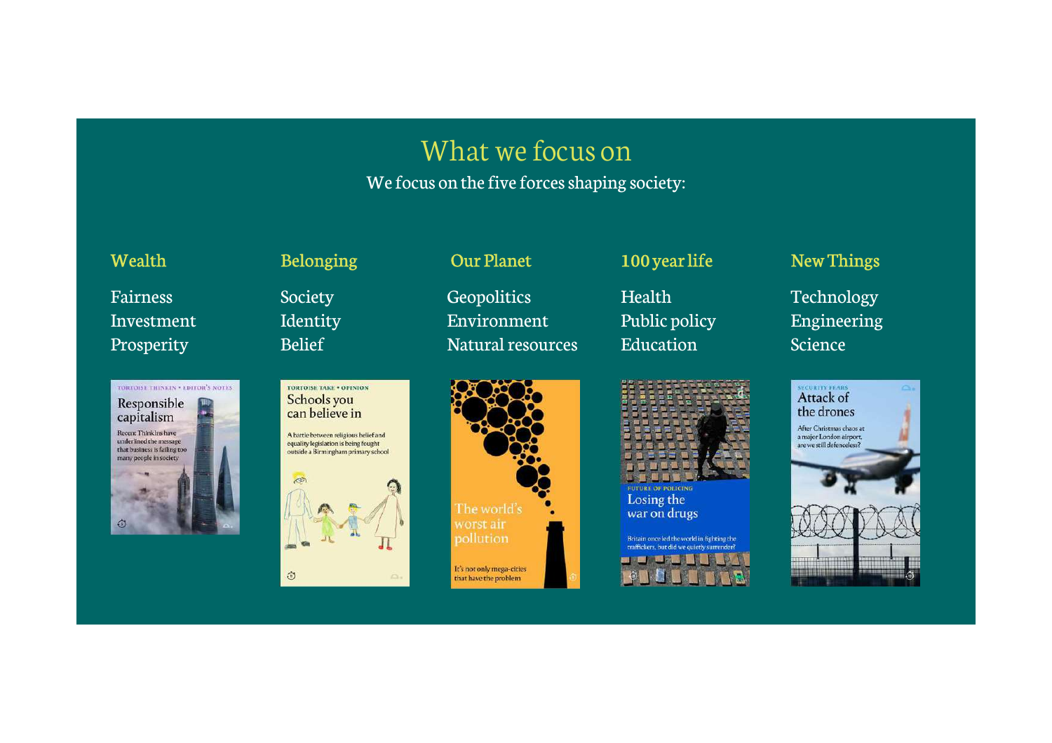# What we focus on

We focus on the five forces shaping society:

### Wealth

Fairness
Investment
Prosperity

### Belonging

Society
Identity
Belief

### Our Planet

Geopolitics
Environment
Natural resources

### 100 year life

Health
Public policy
Education

### New Things

Technology
Engineering
Science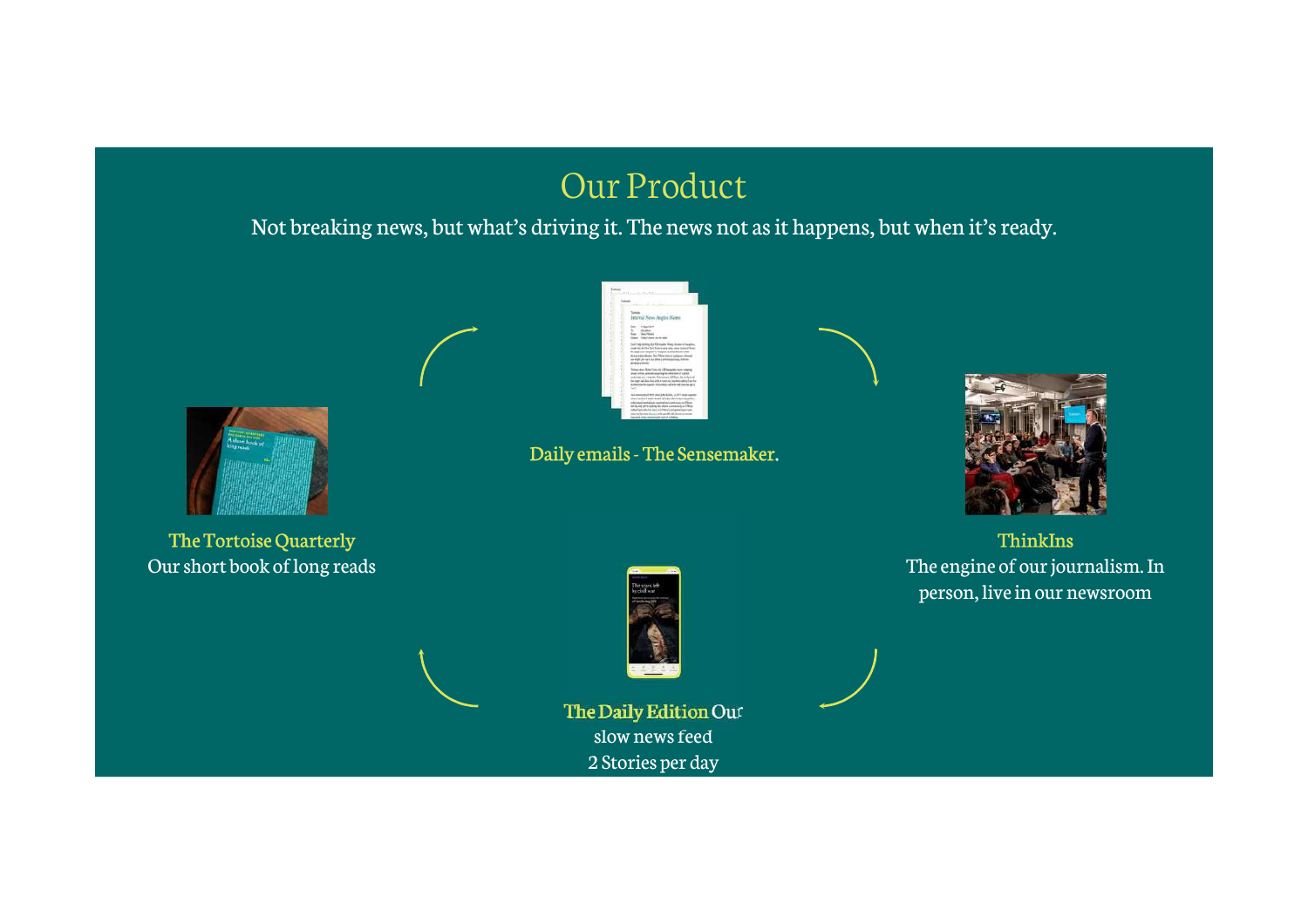# Our Product

Not breaking news, but what's driving it. The news not as it happens, but when it's ready.

**Daily emails - The Sensemaker.**

**ThinkIns**
The engine of our journalism. In person, live in our newsroom

**The Daily Edition** Our slow news feed
2 Stories per day

**The Tortoise Quarterly**
Our short book of long reads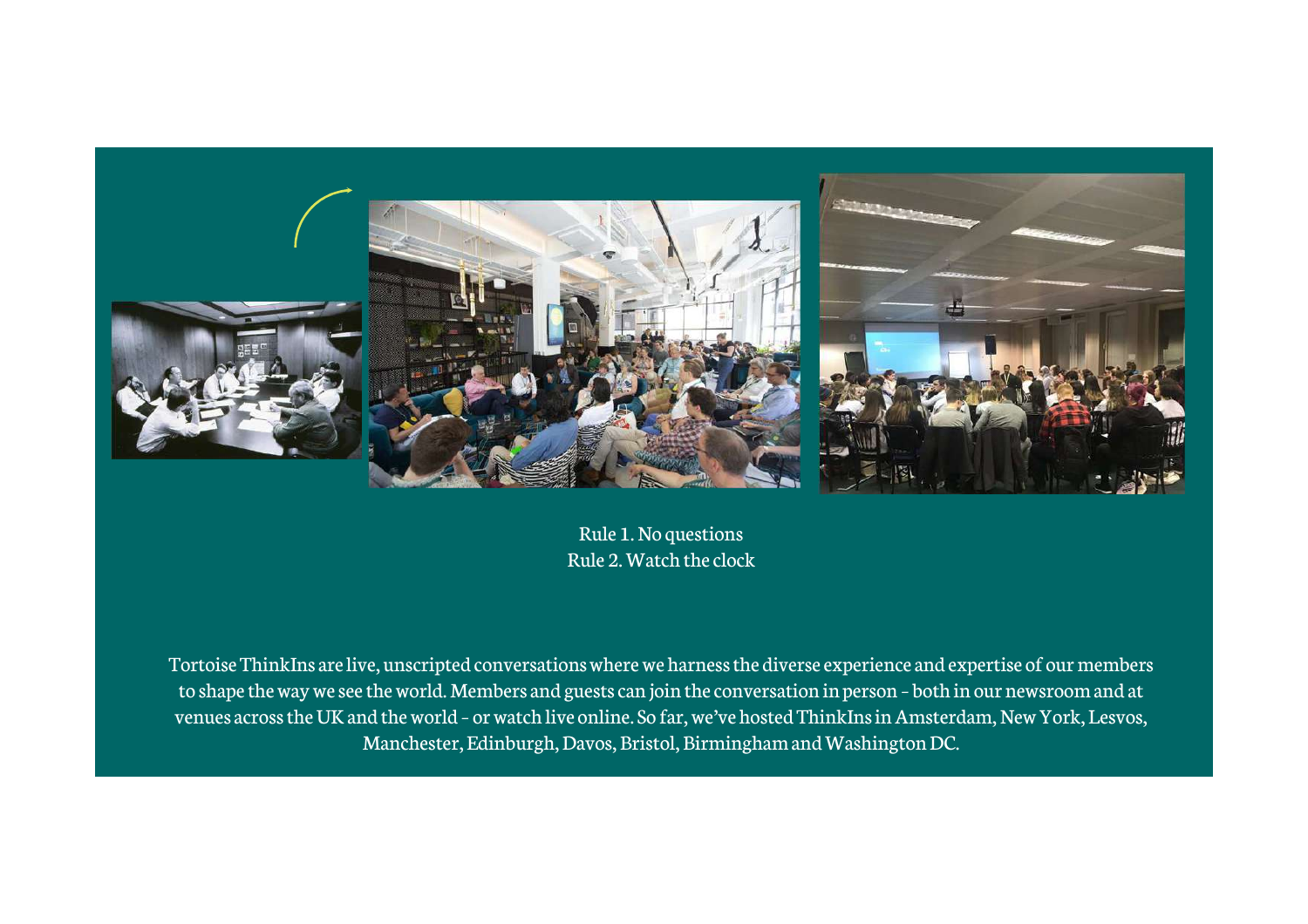Rule 1. No questions
Rule 2. Watch the clock

Tortoise ThinkIns are live, unscripted conversations where we harness the diverse experience and expertise of our members to shape the way we see the world. Members and guests can join the conversation in person - both in our newsroom and at venues across the UK and the world - or watch live online. So far, we've hosted ThinkIns in Amsterdam, New York, Lesvos, Manchester, Edinburgh, Davos, Bristol, Birmingham and Washington DC.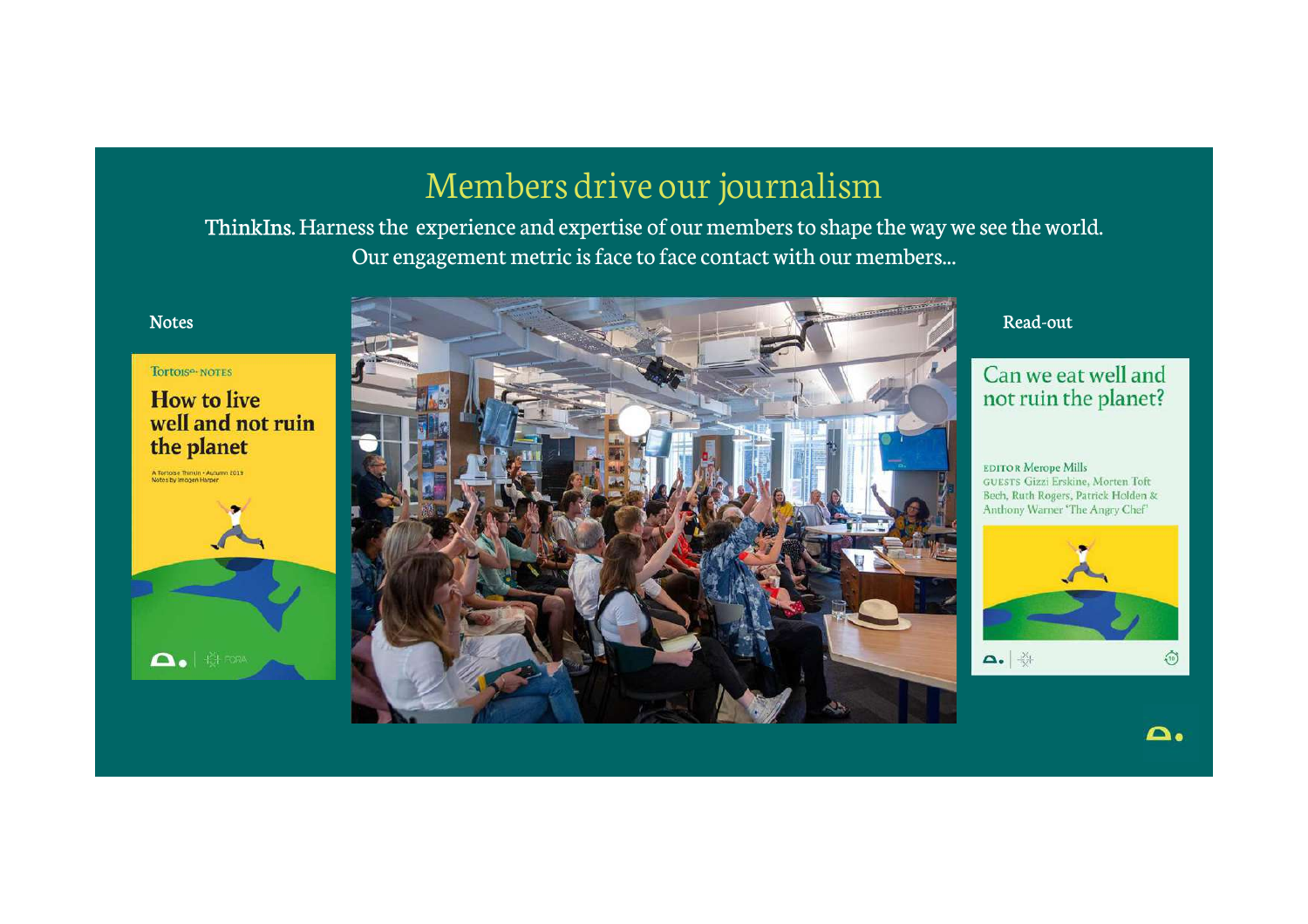# Members drive our journalism

**ThinkIns.** Harness the experience and expertise of our members to shape the way we see the world. Our engagement metric is face to face contact with our members...

**Notes**

Tortoise NOTES

**How to live well and not ruin the planet**

A Tortoise ThinkIn • Autumn 2019
Notes by Imogen Harper

**Read-out**

Can we eat well and not ruin the planet?

EDITOR Merope Mills
GUESTS Gizzi Erskine, Morten Toft Bech, Ruth Rogers, Patrick Holden & Anthony Warner 'The Angry Chef'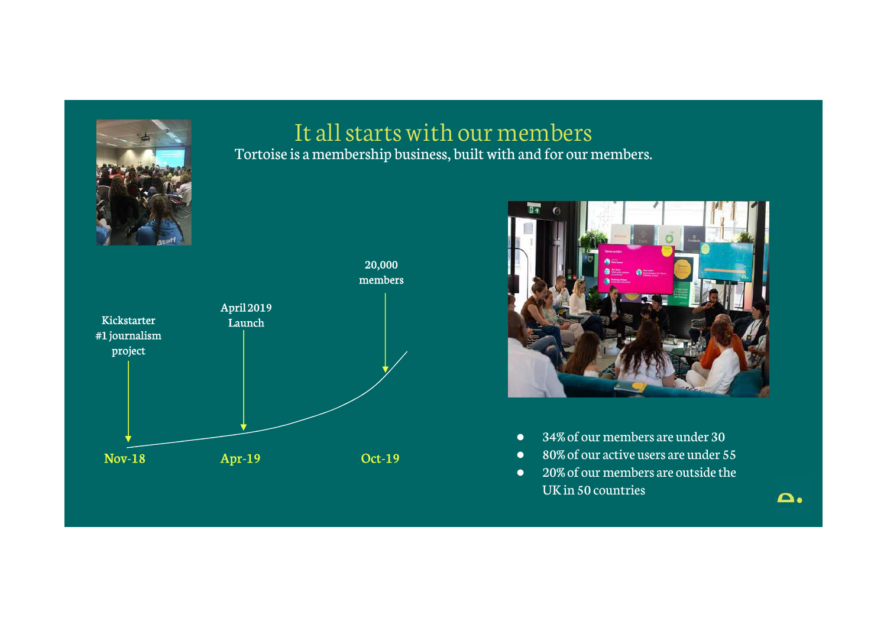# It all starts with our members

Tortoise is a membership business, built with and for our members.

Kickstarter #1 journalism project

April 2019 Launch

20,000 members

Nov-18

Apr-19

Oct-19

- 34% of our members are under 30
- 80% of our active users are under 55
- 20% of our members are outside the UK in 50 countries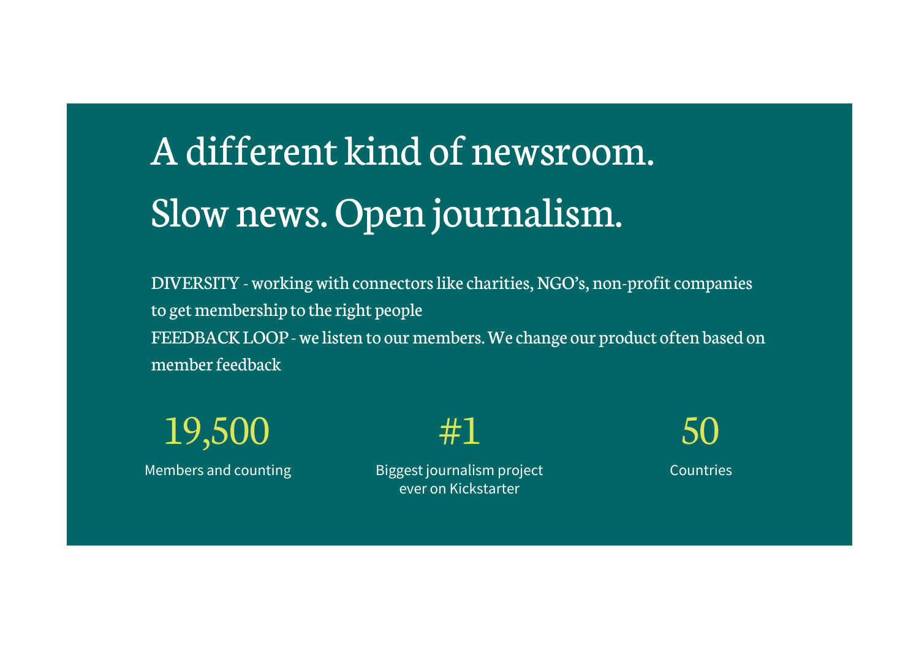# A different kind of newsroom.
# Slow news. Open journalism.

DIVERSITY - working with connectors like charities, NGO's, non-profit companies to get membership to the right people
FEEDBACK LOOP - we listen to our members. We change our product often based on member feedback

| | | |
|---|---|---|
| 19,500 | #1 | 50 |
| Members and counting | Biggest journalism project ever on Kickstarter | Countries |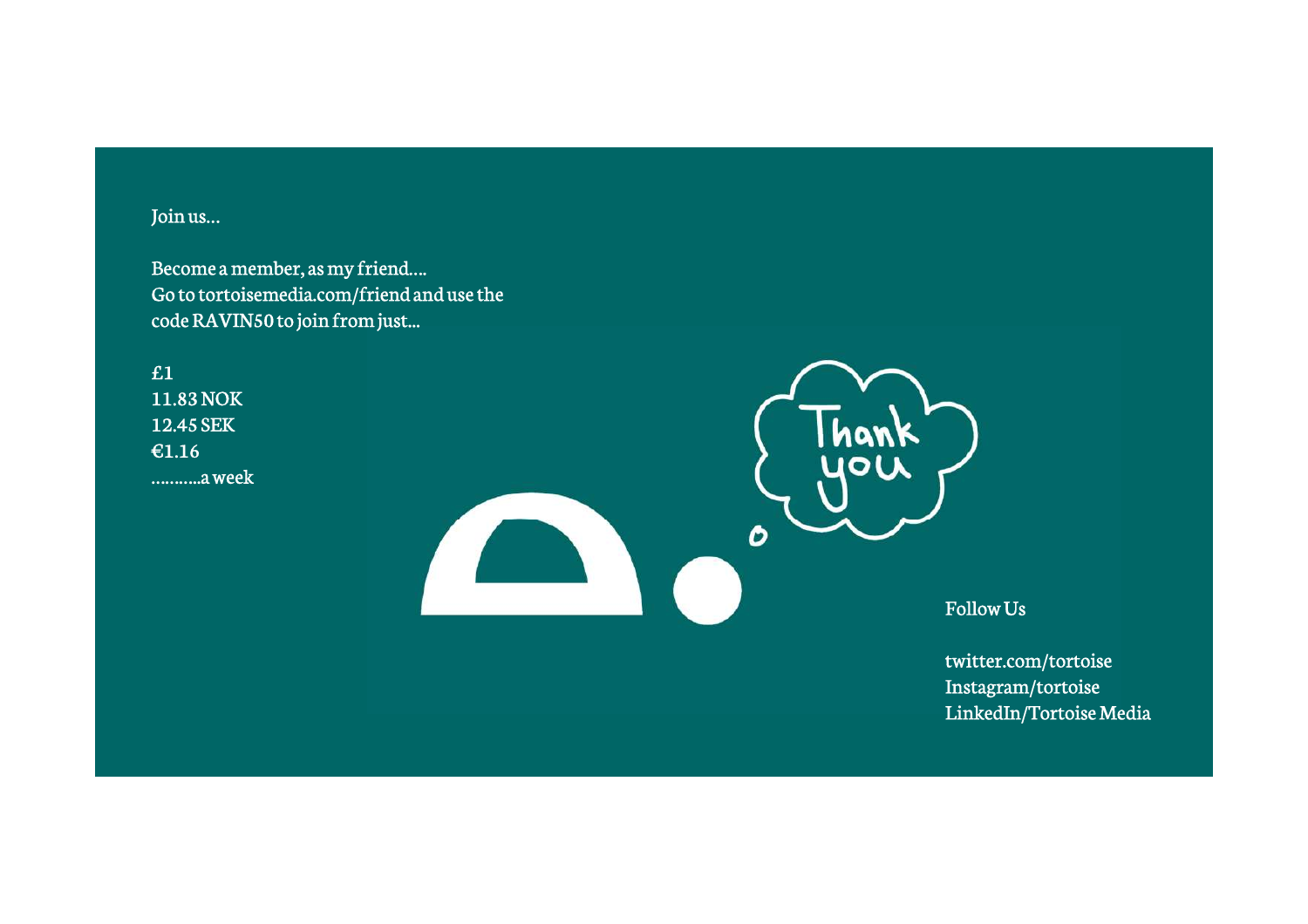Join us…

Become a member, as my friend….
Go to tortoisemedia.com/friend and use the code RAVIN50 to join from just…

£1
11.83 NOK
12.45 SEK
€1.16
………..a week

Thank you

Follow Us

twitter.com/tortoise
Instagram/tortoise
LinkedIn/Tortoise Media